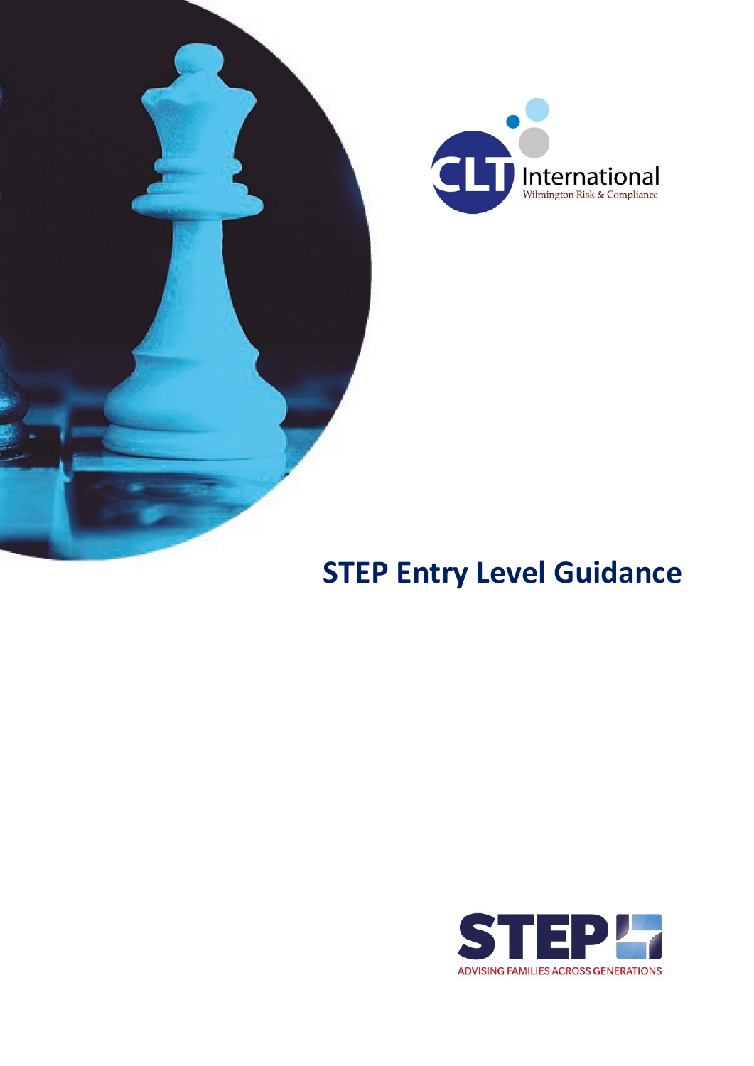CLT International

Wilmington Risk & Compliance

# STEP Entry Level Guidance

STEP

ADVISING FAMILIES ACROSS GENERATIONS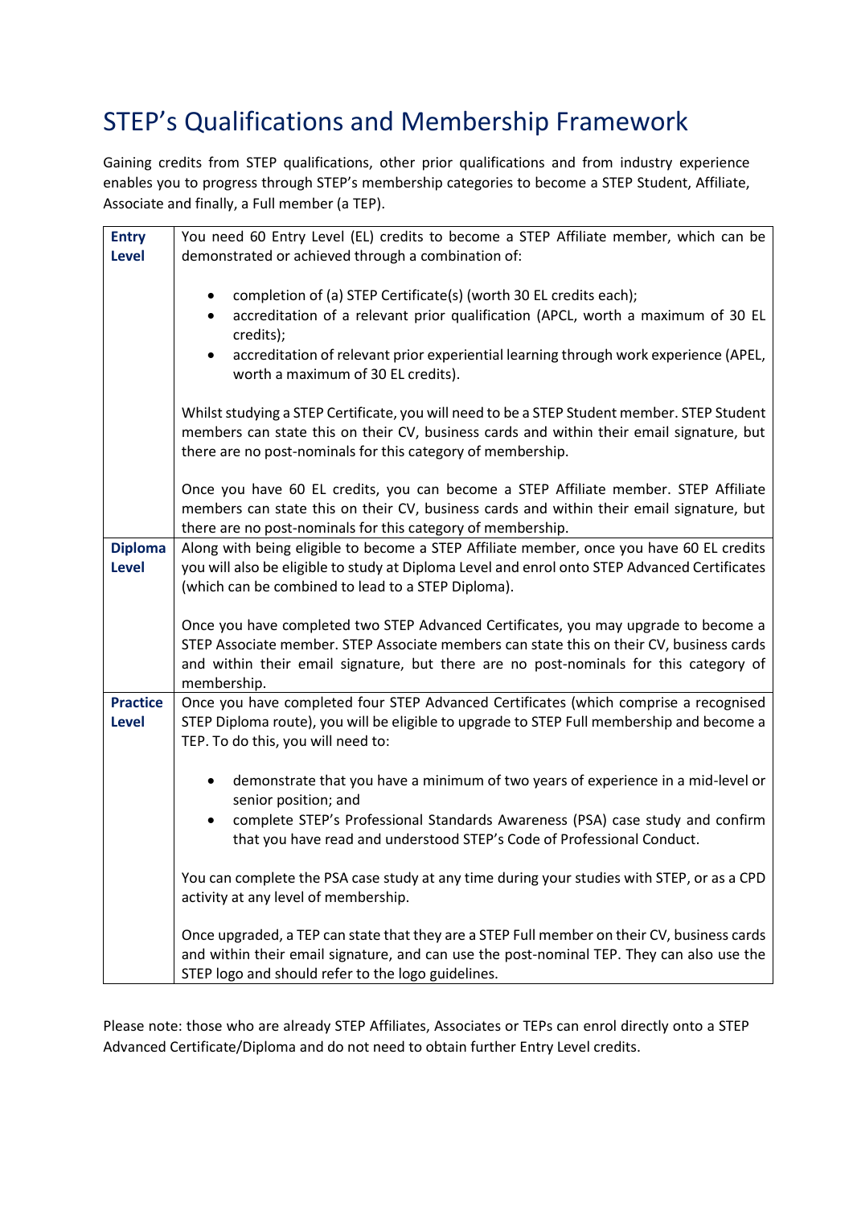# STEP's Qualifications and Membership Framework

Gaining credits from STEP qualifications, other prior qualifications and from industry experience enables you to progress through STEP's membership categories to become a STEP Student, Affiliate, Associate and finally, a Full member (a TEP).

| | |
|---|---|
| **Entry Level** | You need 60 Entry Level (EL) credits to become a STEP Affiliate member, which can be demonstrated or achieved through a combination of:<br><br>• completion of (a) STEP Certificate(s) (worth 30 EL credits each);<br>• accreditation of a relevant prior qualification (APCL, worth a maximum of 30 EL credits);<br>• accreditation of relevant prior experiential learning through work experience (APEL, worth a maximum of 30 EL credits).<br><br>Whilst studying a STEP Certificate, you will need to be a STEP Student member. STEP Student members can state this on their CV, business cards and within their email signature, but there are no post-nominals for this category of membership.<br><br>Once you have 60 EL credits, you can become a STEP Affiliate member. STEP Affiliate members can state this on their CV, business cards and within their email signature, but there are no post-nominals for this category of membership. |
| **Diploma Level** | Along with being eligible to become a STEP Affiliate member, once you have 60 EL credits you will also be eligible to study at Diploma Level and enrol onto STEP Advanced Certificates (which can be combined to lead to a STEP Diploma).<br><br>Once you have completed two STEP Advanced Certificates, you may upgrade to become a STEP Associate member. STEP Associate members can state this on their CV, business cards and within their email signature, but there are no post-nominals for this category of membership. |
| **Practice Level** | Once you have completed four STEP Advanced Certificates (which comprise a recognised STEP Diploma route), you will be eligible to upgrade to STEP Full membership and become a TEP. To do this, you will need to:<br><br>• demonstrate that you have a minimum of two years of experience in a mid-level or senior position; and<br>• complete STEP's Professional Standards Awareness (PSA) case study and confirm that you have read and understood STEP's Code of Professional Conduct.<br><br>You can complete the PSA case study at any time during your studies with STEP, or as a CPD activity at any level of membership.<br><br>Once upgraded, a TEP can state that they are a STEP Full member on their CV, business cards and within their email signature, and can use the post-nominal TEP. They can also use the STEP logo and should refer to the logo guidelines. |

Please note: those who are already STEP Affiliates, Associates or TEPs can enrol directly onto a STEP Advanced Certificate/Diploma and do not need to obtain further Entry Level credits.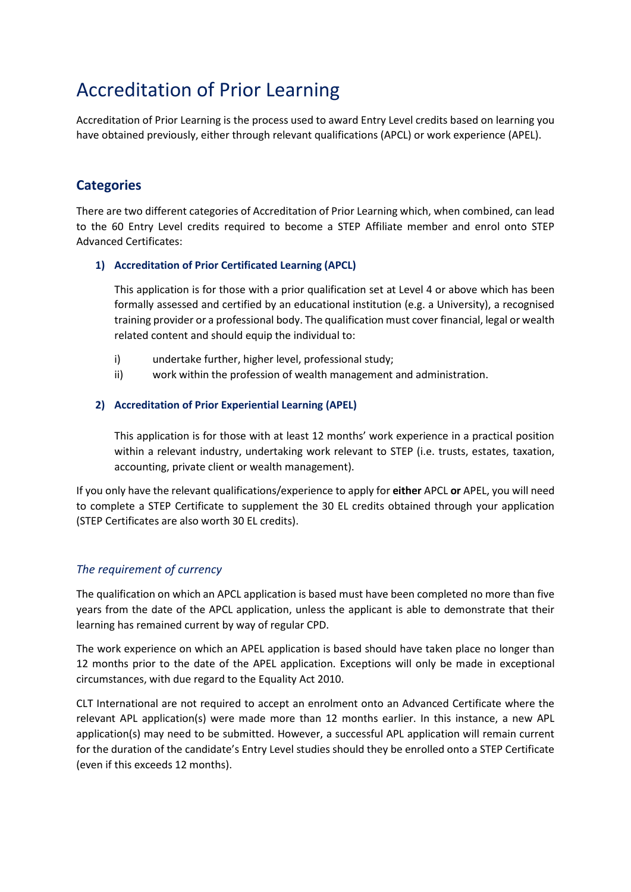# Accreditation of Prior Learning

Accreditation of Prior Learning is the process used to award Entry Level credits based on learning you have obtained previously, either through relevant qualifications (APCL) or work experience (APEL).

## Categories

There are two different categories of Accreditation of Prior Learning which, when combined, can lead to the 60 Entry Level credits required to become a STEP Affiliate member and enrol onto STEP Advanced Certificates:

### 1) Accreditation of Prior Certificated Learning (APCL)

This application is for those with a prior qualification set at Level 4 or above which has been formally assessed and certified by an educational institution (e.g. a University), a recognised training provider or a professional body. The qualification must cover financial, legal or wealth related content and should equip the individual to:

i) undertake further, higher level, professional study;
ii) work within the profession of wealth management and administration.

### 2) Accreditation of Prior Experiential Learning (APEL)

This application is for those with at least 12 months' work experience in a practical position within a relevant industry, undertaking work relevant to STEP (i.e. trusts, estates, taxation, accounting, private client or wealth management).

If you only have the relevant qualifications/experience to apply for **either** APCL **or** APEL, you will need to complete a STEP Certificate to supplement the 30 EL credits obtained through your application (STEP Certificates are also worth 30 EL credits).

### *The requirement of currency*

The qualification on which an APCL application is based must have been completed no more than five years from the date of the APCL application, unless the applicant is able to demonstrate that their learning has remained current by way of regular CPD.

The work experience on which an APEL application is based should have taken place no longer than 12 months prior to the date of the APEL application. Exceptions will only be made in exceptional circumstances, with due regard to the Equality Act 2010.

CLT International are not required to accept an enrolment onto an Advanced Certificate where the relevant APL application(s) were made more than 12 months earlier. In this instance, a new APL application(s) may need to be submitted. However, a successful APL application will remain current for the duration of the candidate's Entry Level studies should they be enrolled onto a STEP Certificate (even if this exceeds 12 months).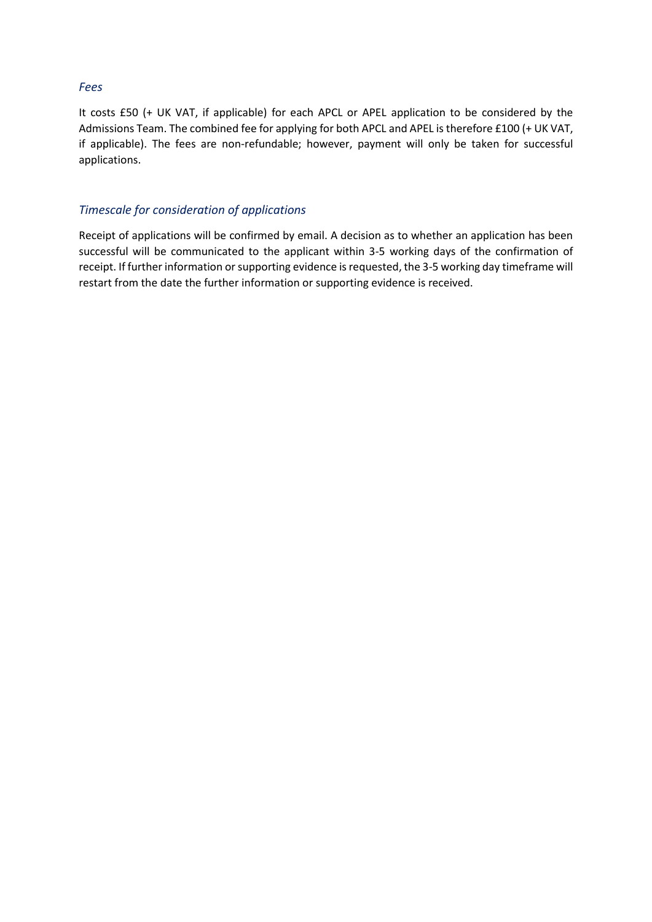### *Fees*

It costs £50 (+ UK VAT, if applicable) for each APCL or APEL application to be considered by the Admissions Team. The combined fee for applying for both APCL and APEL is therefore £100 (+ UK VAT, if applicable). The fees are non-refundable; however, payment will only be taken for successful applications.

### *Timescale for consideration of applications*

Receipt of applications will be confirmed by email. A decision as to whether an application has been successful will be communicated to the applicant within 3-5 working days of the confirmation of receipt. If further information or supporting evidence is requested, the 3-5 working day timeframe will restart from the date the further information or supporting evidence is received.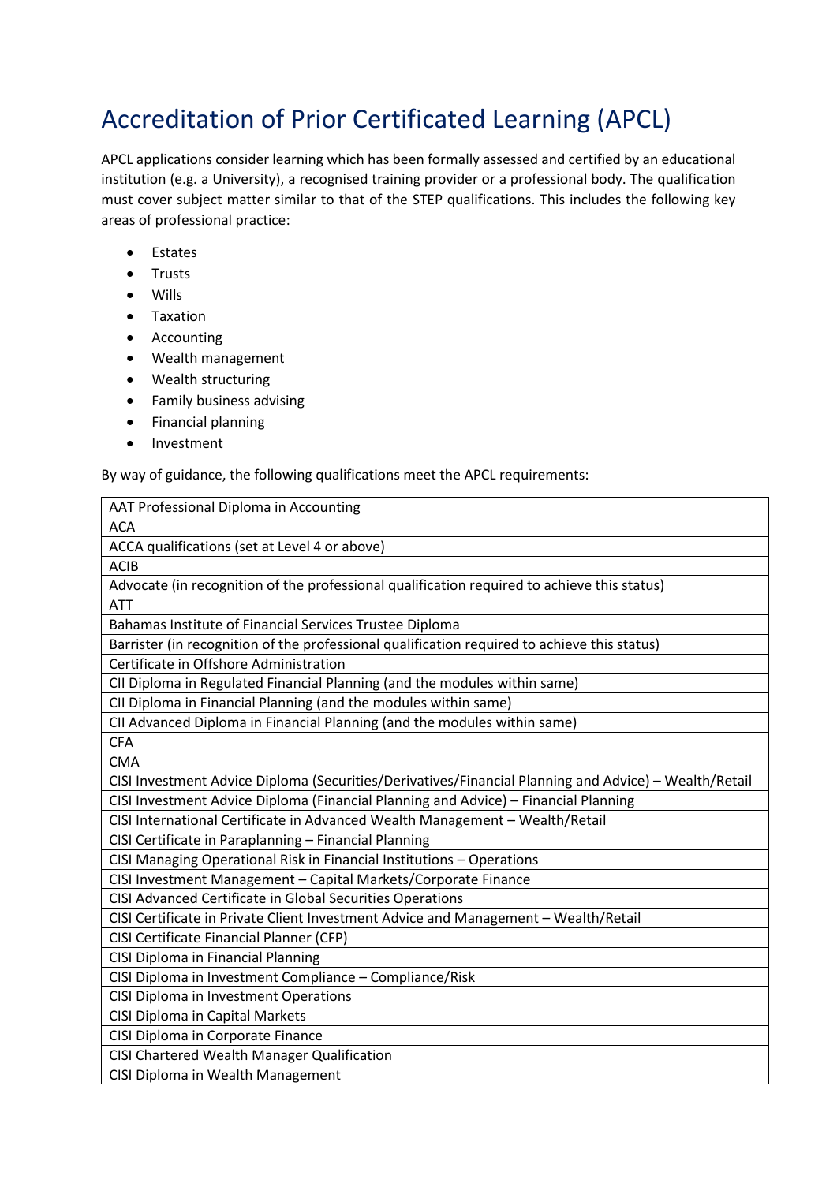# Accreditation of Prior Certificated Learning (APCL)

APCL applications consider learning which has been formally assessed and certified by an educational institution (e.g. a University), a recognised training provider or a professional body. The qualification must cover subject matter similar to that of the STEP qualifications. This includes the following key areas of professional practice:

- Estates
- Trusts
- Wills
- Taxation
- Accounting
- Wealth management
- Wealth structuring
- Family business advising
- Financial planning
- Investment

By way of guidance, the following qualifications meet the APCL requirements:

| AAT Professional Diploma in Accounting |
|---|
| ACA |
| ACCA qualifications (set at Level 4 or above) |
| ACIB |
| Advocate (in recognition of the professional qualification required to achieve this status) |
| ATT |
| Bahamas Institute of Financial Services Trustee Diploma |
| Barrister (in recognition of the professional qualification required to achieve this status) |
| Certificate in Offshore Administration |
| CII Diploma in Regulated Financial Planning (and the modules within same) |
| CII Diploma in Financial Planning (and the modules within same) |
| CII Advanced Diploma in Financial Planning (and the modules within same) |
| CFA |
| CMA |
| CISI Investment Advice Diploma (Securities/Derivatives/Financial Planning and Advice) – Wealth/Retail |
| CISI Investment Advice Diploma (Financial Planning and Advice) – Financial Planning |
| CISI International Certificate in Advanced Wealth Management – Wealth/Retail |
| CISI Certificate in Paraplanning – Financial Planning |
| CISI Managing Operational Risk in Financial Institutions – Operations |
| CISI Investment Management – Capital Markets/Corporate Finance |
| CISI Advanced Certificate in Global Securities Operations |
| CISI Certificate in Private Client Investment Advice and Management – Wealth/Retail |
| CISI Certificate Financial Planner (CFP) |
| CISI Diploma in Financial Planning |
| CISI Diploma in Investment Compliance – Compliance/Risk |
| CISI Diploma in Investment Operations |
| CISI Diploma in Capital Markets |
| CISI Diploma in Corporate Finance |
| CISI Chartered Wealth Manager Qualification |
| CISI Diploma in Wealth Management |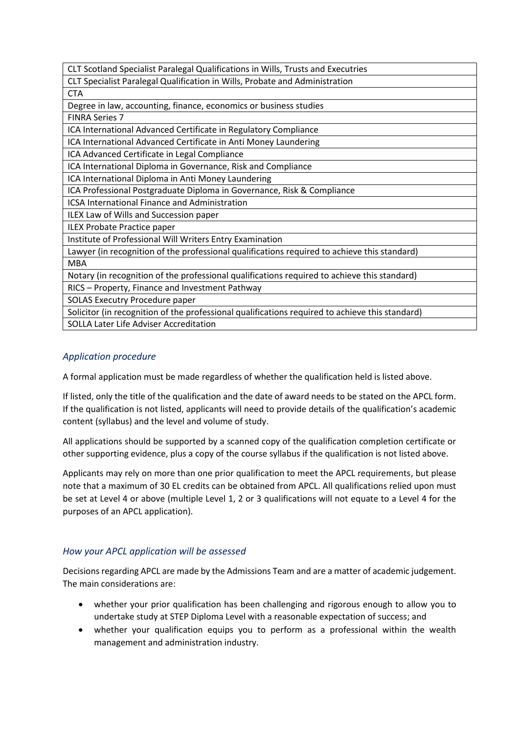| CLT Scotland Specialist Paralegal Qualifications in Wills, Trusts and Executries |
|---|
| CLT Specialist Paralegal Qualification in Wills, Probate and Administration |
| CTA |
| Degree in law, accounting, finance, economics or business studies |
| FINRA Series 7 |
| ICA International Advanced Certificate in Regulatory Compliance |
| ICA International Advanced Certificate in Anti Money Laundering |
| ICA Advanced Certificate in Legal Compliance |
| ICA International Diploma in Governance, Risk and Compliance |
| ICA International Diploma in Anti Money Laundering |
| ICA Professional Postgraduate Diploma in Governance, Risk & Compliance |
| ICSA International Finance and Administration |
| ILEX Law of Wills and Succession paper |
| ILEX Probate Practice paper |
| Institute of Professional Will Writers Entry Examination |
| Lawyer (in recognition of the professional qualifications required to achieve this standard) |
| MBA |
| Notary (in recognition of the professional qualifications required to achieve this standard) |
| RICS – Property, Finance and Investment Pathway |
| SOLAS Executry Procedure paper |
| Solicitor (in recognition of the professional qualifications required to achieve this standard) |
| SOLLA Later Life Adviser Accreditation |

### *Application procedure*

A formal application must be made regardless of whether the qualification held is listed above.

If listed, only the title of the qualification and the date of award needs to be stated on the APCL form. If the qualification is not listed, applicants will need to provide details of the qualification's academic content (syllabus) and the level and volume of study.

All applications should be supported by a scanned copy of the qualification completion certificate or other supporting evidence, plus a copy of the course syllabus if the qualification is not listed above.

Applicants may rely on more than one prior qualification to meet the APCL requirements, but please note that a maximum of 30 EL credits can be obtained from APCL. All qualifications relied upon must be set at Level 4 or above (multiple Level 1, 2 or 3 qualifications will not equate to a Level 4 for the purposes of an APCL application).

### *How your APCL application will be assessed*

Decisions regarding APCL are made by the Admissions Team and are a matter of academic judgement. The main considerations are:

- whether your prior qualification has been challenging and rigorous enough to allow you to undertake study at STEP Diploma Level with a reasonable expectation of success; and
- whether your qualification equips you to perform as a professional within the wealth management and administration industry.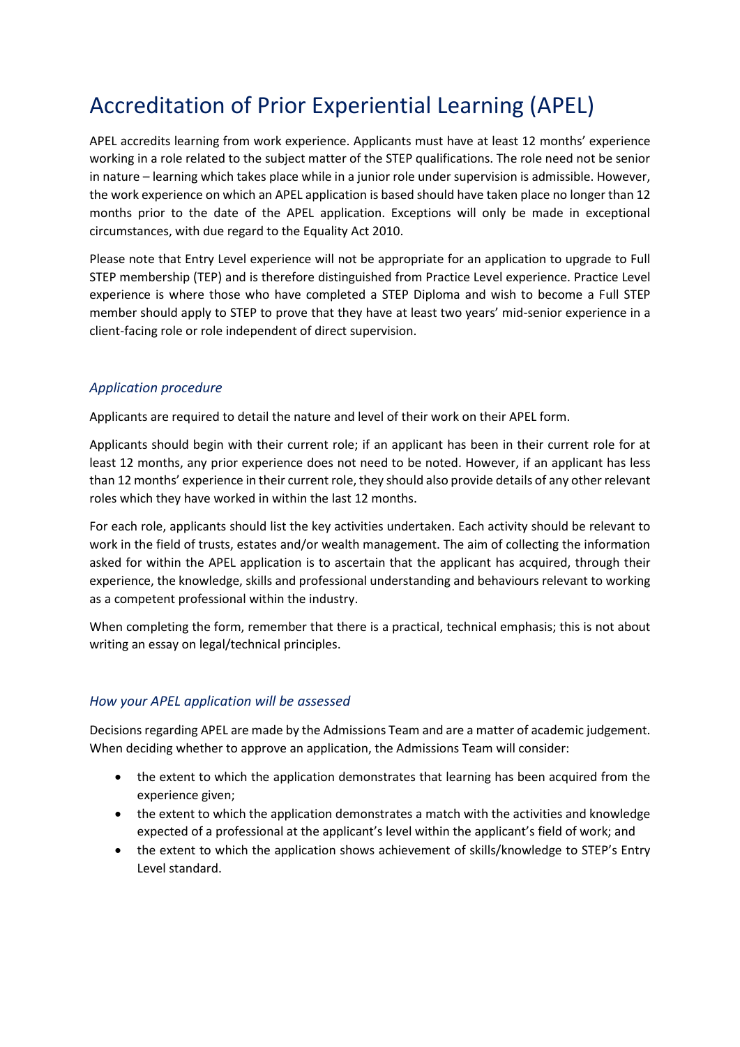# Accreditation of Prior Experiential Learning (APEL)

APEL accredits learning from work experience. Applicants must have at least 12 months' experience working in a role related to the subject matter of the STEP qualifications. The role need not be senior in nature – learning which takes place while in a junior role under supervision is admissible. However, the work experience on which an APEL application is based should have taken place no longer than 12 months prior to the date of the APEL application. Exceptions will only be made in exceptional circumstances, with due regard to the Equality Act 2010.

Please note that Entry Level experience will not be appropriate for an application to upgrade to Full STEP membership (TEP) and is therefore distinguished from Practice Level experience. Practice Level experience is where those who have completed a STEP Diploma and wish to become a Full STEP member should apply to STEP to prove that they have at least two years' mid-senior experience in a client-facing role or role independent of direct supervision.

### *Application procedure*

Applicants are required to detail the nature and level of their work on their APEL form.

Applicants should begin with their current role; if an applicant has been in their current role for at least 12 months, any prior experience does not need to be noted. However, if an applicant has less than 12 months' experience in their current role, they should also provide details of any other relevant roles which they have worked in within the last 12 months.

For each role, applicants should list the key activities undertaken. Each activity should be relevant to work in the field of trusts, estates and/or wealth management. The aim of collecting the information asked for within the APEL application is to ascertain that the applicant has acquired, through their experience, the knowledge, skills and professional understanding and behaviours relevant to working as a competent professional within the industry.

When completing the form, remember that there is a practical, technical emphasis; this is not about writing an essay on legal/technical principles.

### *How your APEL application will be assessed*

Decisions regarding APEL are made by the Admissions Team and are a matter of academic judgement. When deciding whether to approve an application, the Admissions Team will consider:

- the extent to which the application demonstrates that learning has been acquired from the experience given;
- the extent to which the application demonstrates a match with the activities and knowledge expected of a professional at the applicant's level within the applicant's field of work; and
- the extent to which the application shows achievement of skills/knowledge to STEP's Entry Level standard.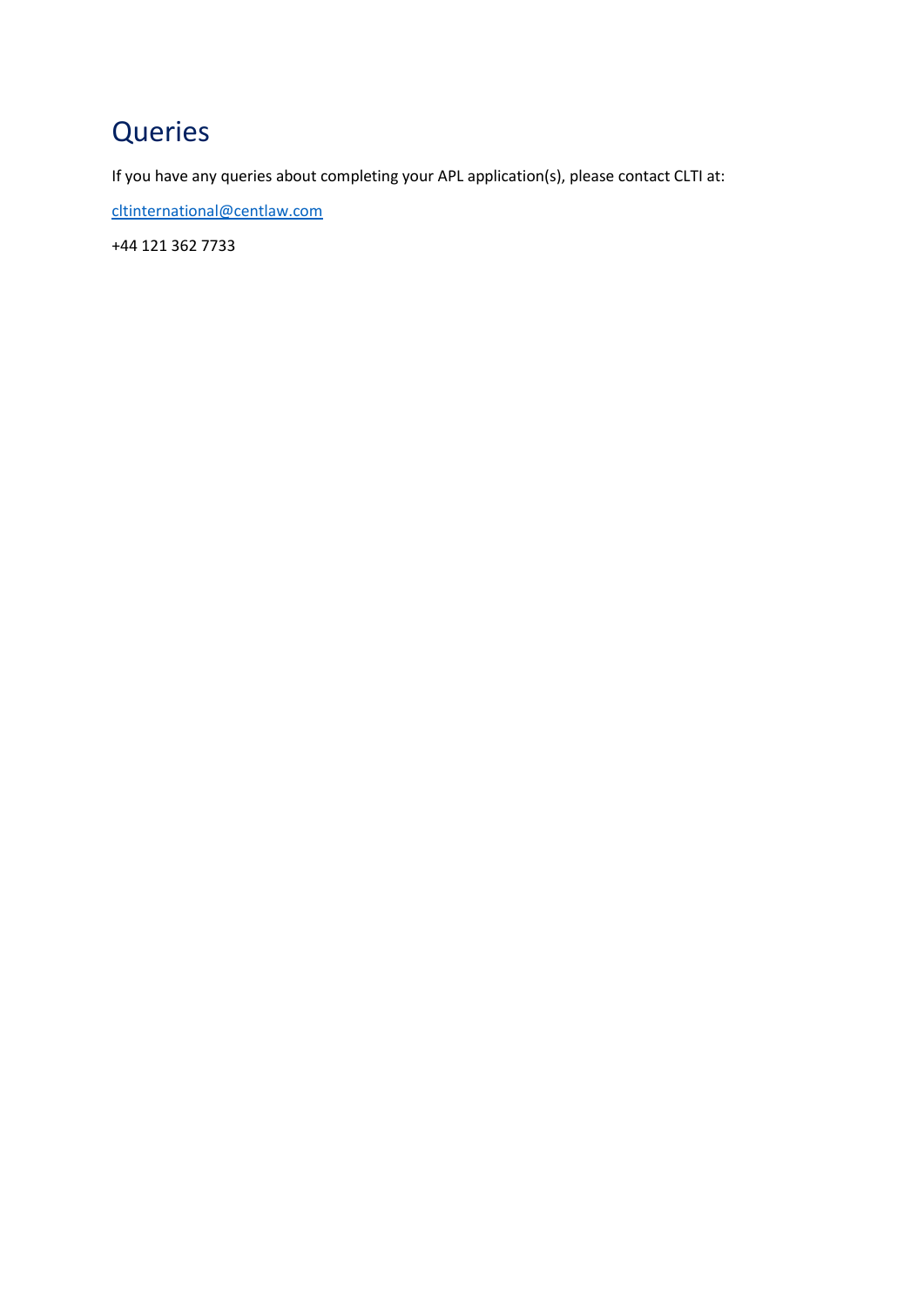# Queries

If you have any queries about completing your APL application(s), please contact CLTI at:

cltinternational@centlaw.com

+44 121 362 7733